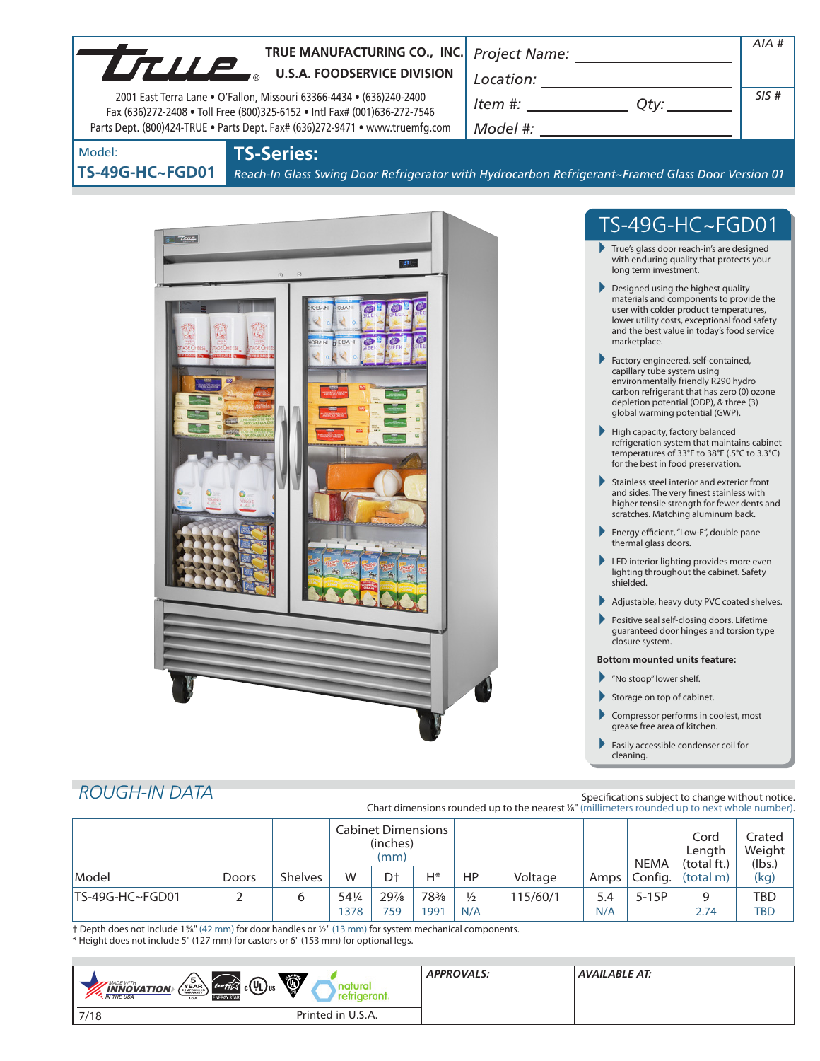**TRUE MANUFACTURING CO., INC.**
**U.S.A. FOODSERVICE DIVISION**

2001 East Terra Lane • O'Fallon, Missouri 63366-4434 • (636)240-2400
Fax (636)272-2408 • Toll Free (800)325-6152 • Intl Fax# (001)636-272-7546
Parts Dept. (800)424-TRUE • Parts Dept. Fax# (636)272-9471 • www.truemfg.com

*Project Name:* ______________________

*Location:* ______________________

*Item #:* ______________ *Qty:* __________

*Model #:* ______________________

*AIA #*

*SIS #*

Model:
**TS-49G-HC~FGD01**

## TS-Series:

*Reach-In Glass Swing Door Refrigerator with Hydrocarbon Refrigerant~Framed Glass Door Version 01*

## TS-49G-HC~FGD01

- True's glass door reach-in's are designed with enduring quality that protects your long term investment.
- Designed using the highest quality materials and components to provide the user with colder product temperatures, lower utility costs, exceptional food safety and the best value in today's food service marketplace.
- Factory engineered, self-contained, capillary tube system using environmentally friendly R290 hydro carbon refrigerant that has zero (0) ozone depletion potential (ODP), & three (3) global warming potential (GWP).
- High capacity, factory balanced refrigeration system that maintains cabinet temperatures of 33°F to 38°F (.5°C to 3.3°C) for the best in food preservation.
- Stainless steel interior and exterior front and sides. The very finest stainless with higher tensile strength for fewer dents and scratches. Matching aluminum back.
- Energy efficient, "Low-E", double pane thermal glass doors.
- LED interior lighting provides more even lighting throughout the cabinet. Safety shielded.
- Adjustable, heavy duty PVC coated shelves.
- Positive seal self-closing doors. Lifetime guaranteed door hinges and torsion type closure system.

**Bottom mounted units feature:**

- "No stoop" lower shelf.
- Storage on top of cabinet.
- Compressor performs in coolest, most grease free area of kitchen.
- Easily accessible condenser coil for cleaning.

## *ROUGH-IN DATA*

Specifications subject to change without notice.
Chart dimensions rounded up to the nearest ⅛" (millimeters rounded up to next whole number).

| Model | Doors | Shelves | Cabinet Dimensions (inches) (mm) | | | HP | Voltage | Amps | NEMA Config. | Cord Length (total ft.) (total m) | Crated Weight (lbs.) (kg) |
|---|---|---|---|---|---|---|---|---|---|---|---|
| | | | W | D† | H* | | | | | | |
| TS-49G-HC~FGD01 | 2 | 6 | 54¼ 1378 | 29⅞ 759 | 78⅜ 1991 | ½ N/A | 115/60/1 | 5.4 N/A | 5-15P | 9 2.74 | TBD TBD |

† Depth does not include 1⅝" (42 mm) for door handles or ½" (13 mm) for system mechanical components.
\* Height does not include 5" (127 mm) for castors or 6" (153 mm) for optional legs.

*APPROVALS:*

*AVAILABLE AT:*

7/18 Printed in U.S.A.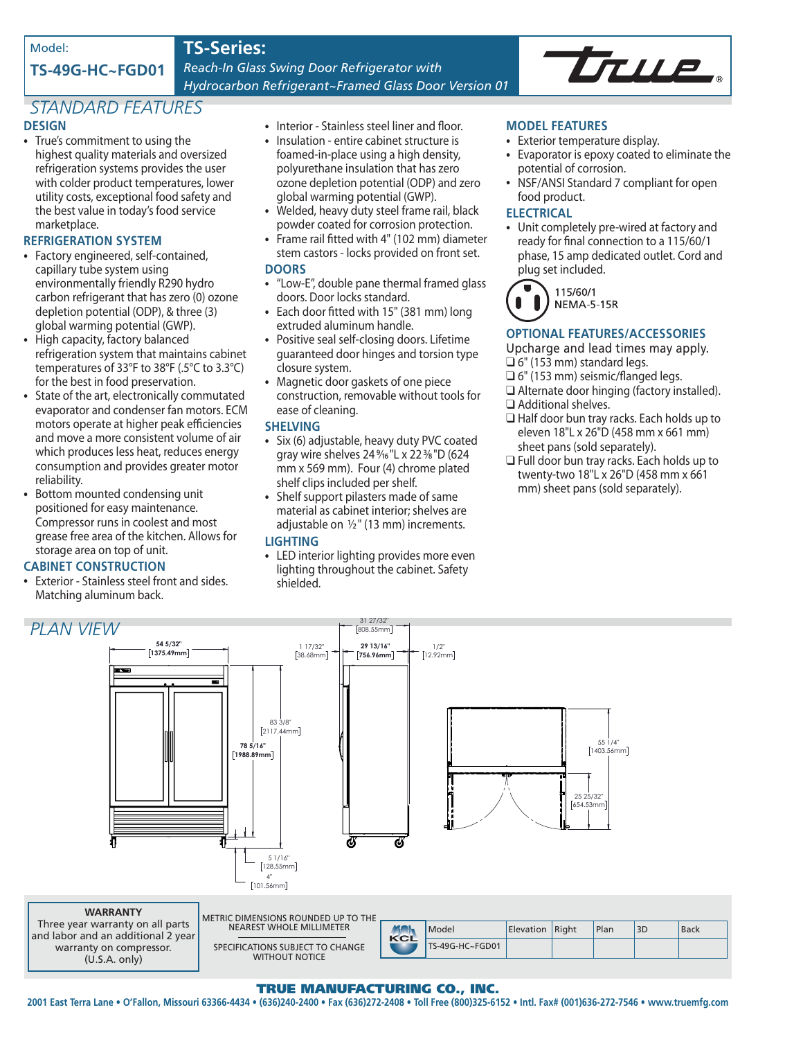Model:

**TS-49G-HC~FGD01**

## TS-Series:

*Reach-In Glass Swing Door Refrigerator with Hydrocarbon Refrigerant~Framed Glass Door Version 01*

# STANDARD FEATURES

### DESIGN

- True's commitment to using the highest quality materials and oversized refrigeration systems provides the user with colder product temperatures, lower utility costs, exceptional food safety and the best value in today's food service marketplace.

### REFRIGERATION SYSTEM

- Factory engineered, self-contained, capillary tube system using environmentally friendly R290 hydro carbon refrigerant that has zero (0) ozone depletion potential (ODP), & three (3) global warming potential (GWP).
- High capacity, factory balanced refrigeration system that maintains cabinet temperatures of 33°F to 38°F (.5°C to 3.3°C) for the best in food preservation.
- State of the art, electronically commutated evaporator and condenser fan motors. ECM motors operate at higher peak efficiencies and move a more consistent volume of air which produces less heat, reduces energy consumption and provides greater motor reliability.
- Bottom mounted condensing unit positioned for easy maintenance. Compressor runs in coolest and most grease free area of the kitchen. Allows for storage area on top of unit.

### CABINET CONSTRUCTION

- Exterior - Stainless steel front and sides. Matching aluminum back.
- Interior - Stainless steel liner and floor.
- Insulation - entire cabinet structure is foamed-in-place using a high density, polyurethane insulation that has zero ozone depletion potential (ODP) and zero global warming potential (GWP).
- Welded, heavy duty steel frame rail, black powder coated for corrosion protection.
- Frame rail fitted with 4" (102 mm) diameter stem castors - locks provided on front set.

### DOORS

- "Low-E", double pane thermal framed glass doors. Door locks standard.
- Each door fitted with 15" (381 mm) long extruded aluminum handle.
- Positive seal self-closing doors. Lifetime guaranteed door hinges and torsion type closure system.
- Magnetic door gaskets of one piece construction, removable without tools for ease of cleaning.

### SHELVING

- Six (6) adjustable, heavy duty PVC coated gray wire shelves 24 9⁄16"L x 22 3⁄8"D (624 mm x 569 mm). Four (4) chrome plated shelf clips included per shelf.
- Shelf support pilasters made of same material as cabinet interior; shelves are adjustable on ½" (13 mm) increments.

### LIGHTING

- LED interior lighting provides more even lighting throughout the cabinet. Safety shielded.

### MODEL FEATURES

- Exterior temperature display.
- Evaporator is epoxy coated to eliminate the potential of corrosion.
- NSF/ANSI Standard 7 compliant for open food product.

### ELECTRICAL

- Unit completely pre-wired at factory and ready for final connection to a 115/60/1 phase, 15 amp dedicated outlet. Cord and plug set included.

115/60/1
NEMA-5-15R

### OPTIONAL FEATURES/ACCESSORIES

Upcharge and lead times may apply.

- ❑ 6" (153 mm) standard legs.
- ❑ 6" (153 mm) seismic/flanged legs.
- ❑ Alternate door hinging (factory installed).
- ❑ Additional shelves.
- ❑ Half door bun tray racks. Each holds up to eleven 18"L x 26"D (458 mm x 661 mm) sheet pans (sold separately).
- ❑ Full door bun tray racks. Each holds up to twenty-two 18"L x 26"D (458 mm x 661 mm) sheet pans (sold separately).

# PLAN VIEW

54 5/32" [1375.49mm]
83 3/8" [2117.44mm]
78 5/16" [1988.89mm]
5 1/16" [128.55mm]
4" [101.56mm]
1 17/32" [38.68mm]
31 27/32" [808.55mm]
29 13/16" [756.96mm]
1/2" [12.92mm]
55 1/4" [1403.56mm]
25 25/32" [654.53mm]

**WARRANTY**
Three year warranty on all parts and labor and an additional 2 year warranty on compressor.
(U.S.A. only)

METRIC DIMENSIONS ROUNDED UP TO THE NEAREST WHOLE MILLIMETER

SPECIFICATIONS SUBJECT TO CHANGE WITHOUT NOTICE

| Model | Elevation | Right | Plan | 3D | Back |
|---|---|---|---|---|---|
| TS-49G-HC~FGD01 | | | | | |

**TRUE MANUFACTURING CO., INC.**

2001 East Terra Lane • O'Fallon, Missouri 63366-4434 • (636)240-2400 • Fax (636)272-2408 • Toll Free (800)325-6152 • Intl. Fax# (001)636-272-7546 • www.truemfg.com